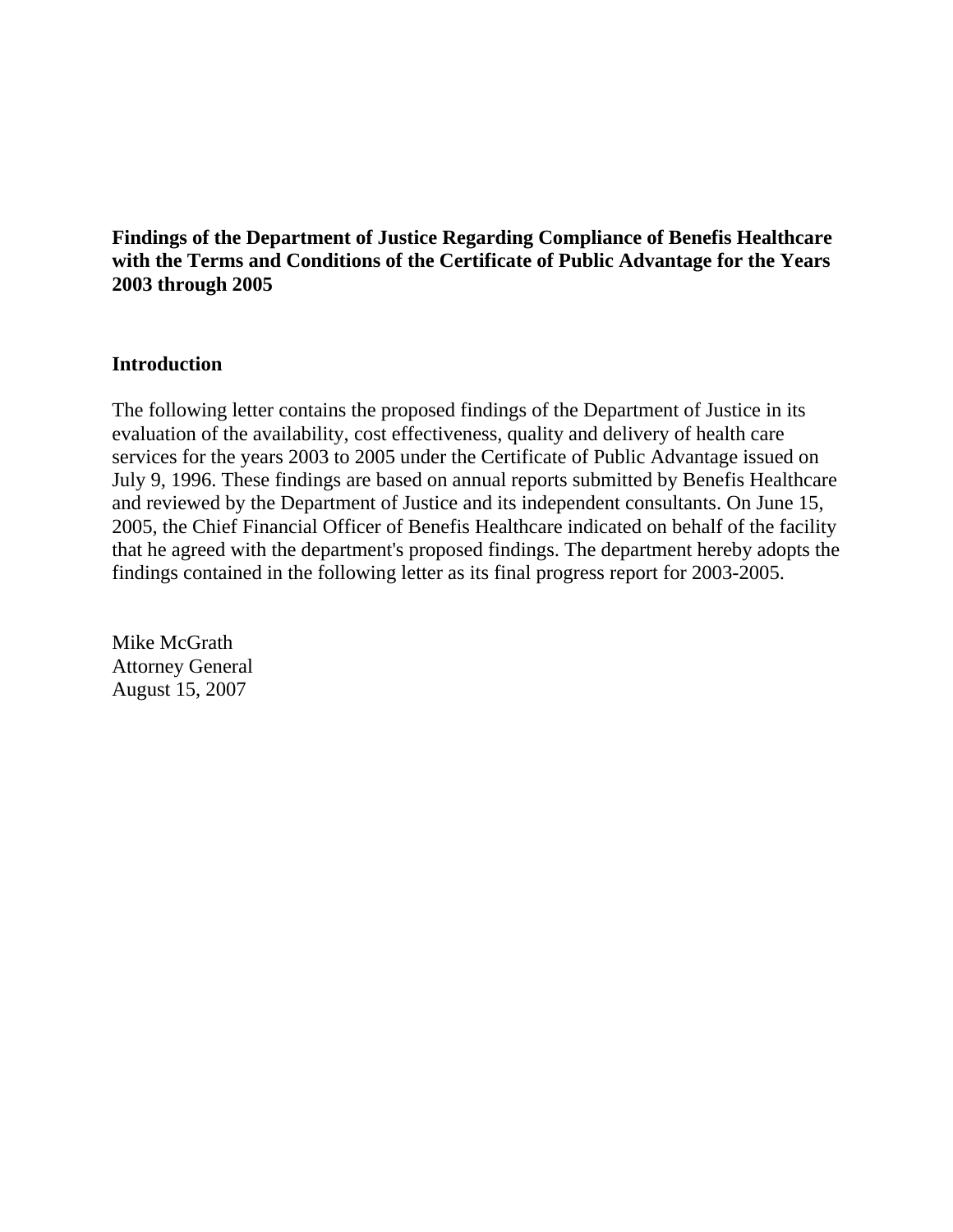**Findings of the Department of Justice Regarding Compliance of Benefis Healthcare with the Terms and Conditions of the Certificate of Public Advantage for the Years 2003 through 2005**

## Introduction

The following letter contains the proposed findings of the Department of Justice in its evaluation of the availability, cost effectiveness, quality and delivery of health care services for the years 2003 to 2005 under the Certificate of Public Advantage issued on July 9, 1996. These findings are based on annual reports submitted by Benefis Healthcare and reviewed by the Department of Justice and its independent consultants. On June 15, 2005, the Chief Financial Officer of Benefis Healthcare indicated on behalf of the facility that he agreed with the department's proposed findings. The department hereby adopts the findings contained in the following letter as its final progress report for 2003-2005.

Mike McGrath
Attorney General
August 15, 2007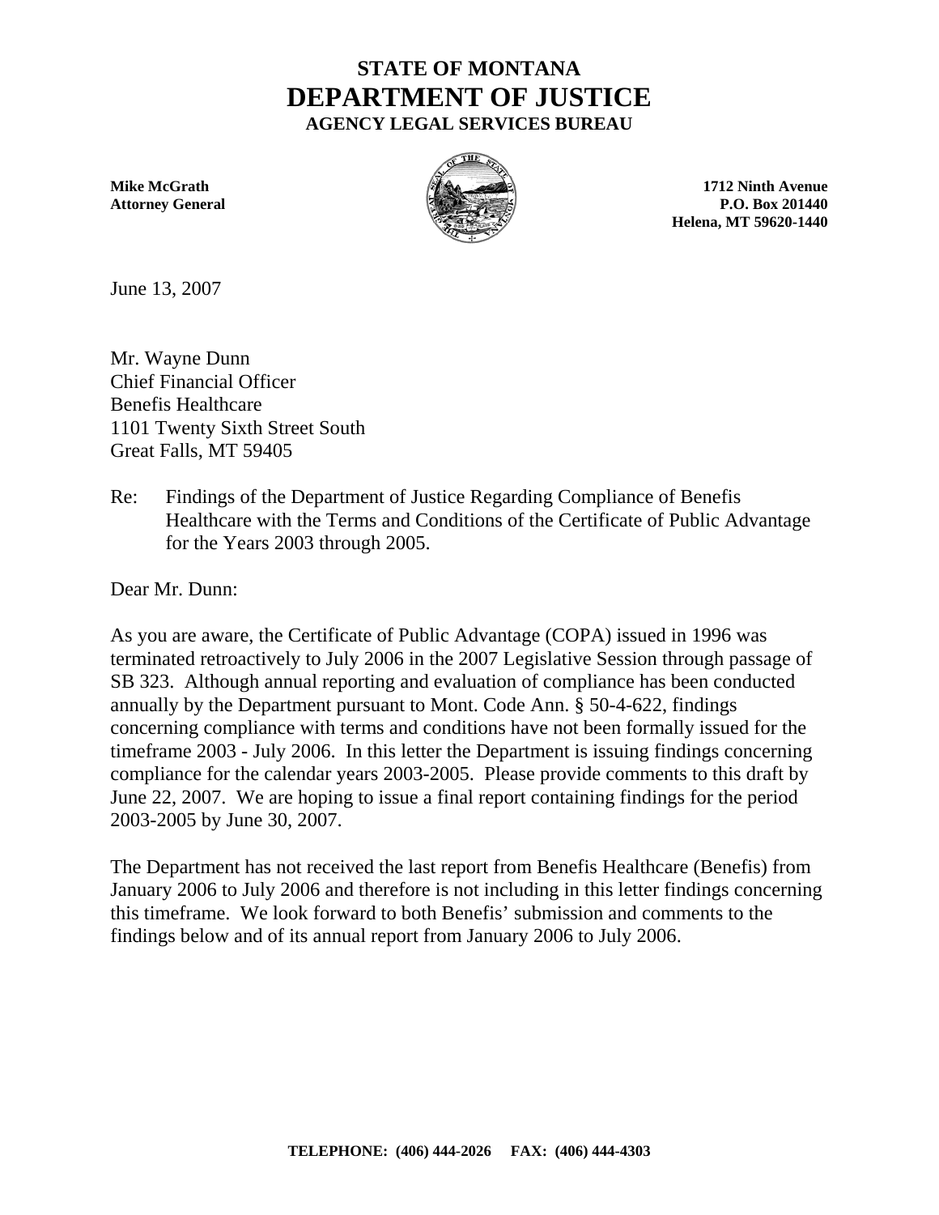# STATE OF MONTANA
# DEPARTMENT OF JUSTICE
## AGENCY LEGAL SERVICES BUREAU

**Mike McGrath**
**Attorney General**

**1712 Ninth Avenue**
**P.O. Box 201440**
**Helena, MT 59620-1440**

June 13, 2007

Mr. Wayne Dunn
Chief Financial Officer
Benefis Healthcare
1101 Twenty Sixth Street South
Great Falls, MT 59405

Re: Findings of the Department of Justice Regarding Compliance of Benefis Healthcare with the Terms and Conditions of the Certificate of Public Advantage for the Years 2003 through 2005.

Dear Mr. Dunn:

As you are aware, the Certificate of Public Advantage (COPA) issued in 1996 was terminated retroactively to July 2006 in the 2007 Legislative Session through passage of SB 323. Although annual reporting and evaluation of compliance has been conducted annually by the Department pursuant to Mont. Code Ann. § 50-4-622, findings concerning compliance with terms and conditions have not been formally issued for the timeframe 2003 - July 2006. In this letter the Department is issuing findings concerning compliance for the calendar years 2003-2005. Please provide comments to this draft by June 22, 2007. We are hoping to issue a final report containing findings for the period 2003-2005 by June 30, 2007.

The Department has not received the last report from Benefis Healthcare (Benefis) from January 2006 to July 2006 and therefore is not including in this letter findings concerning this timeframe. We look forward to both Benefis' submission and comments to the findings below and of its annual report from January 2006 to July 2006.

**TELEPHONE: (406) 444-2026 FAX: (406) 444-4303**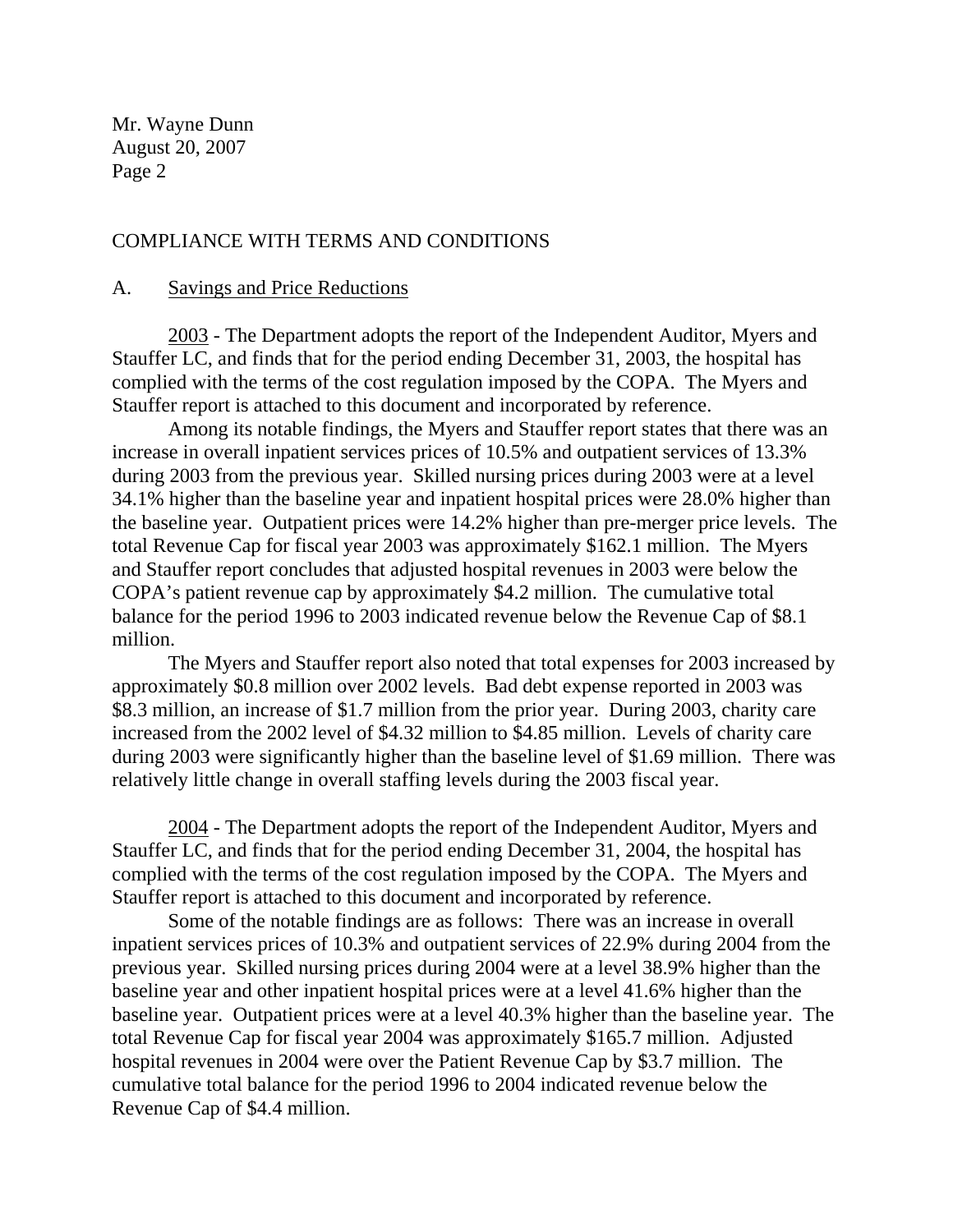## COMPLIANCE WITH TERMS AND CONDITIONS

### A. Savings and Price Reductions

2003 - The Department adopts the report of the Independent Auditor, Myers and Stauffer LC, and finds that for the period ending December 31, 2003, the hospital has complied with the terms of the cost regulation imposed by the COPA. The Myers and Stauffer report is attached to this document and incorporated by reference.

Among its notable findings, the Myers and Stauffer report states that there was an increase in overall inpatient services prices of 10.5% and outpatient services of 13.3% during 2003 from the previous year. Skilled nursing prices during 2003 were at a level 34.1% higher than the baseline year and inpatient hospital prices were 28.0% higher than the baseline year. Outpatient prices were 14.2% higher than pre-merger price levels. The total Revenue Cap for fiscal year 2003 was approximately $162.1 million. The Myers and Stauffer report concludes that adjusted hospital revenues in 2003 were below the COPA's patient revenue cap by approximately $4.2 million. The cumulative total balance for the period 1996 to 2003 indicated revenue below the Revenue Cap of $8.1 million.

The Myers and Stauffer report also noted that total expenses for 2003 increased by approximately $0.8 million over 2002 levels. Bad debt expense reported in 2003 was $8.3 million, an increase of $1.7 million from the prior year. During 2003, charity care increased from the 2002 level of $4.32 million to $4.85 million. Levels of charity care during 2003 were significantly higher than the baseline level of $1.69 million. There was relatively little change in overall staffing levels during the 2003 fiscal year.

2004 - The Department adopts the report of the Independent Auditor, Myers and Stauffer LC, and finds that for the period ending December 31, 2004, the hospital has complied with the terms of the cost regulation imposed by the COPA. The Myers and Stauffer report is attached to this document and incorporated by reference.

Some of the notable findings are as follows: There was an increase in overall inpatient services prices of 10.3% and outpatient services of 22.9% during 2004 from the previous year. Skilled nursing prices during 2004 were at a level 38.9% higher than the baseline year and other inpatient hospital prices were at a level 41.6% higher than the baseline year. Outpatient prices were at a level 40.3% higher than the baseline year. The total Revenue Cap for fiscal year 2004 was approximately $165.7 million. Adjusted hospital revenues in 2004 were over the Patient Revenue Cap by $3.7 million. The cumulative total balance for the period 1996 to 2004 indicated revenue below the Revenue Cap of $4.4 million.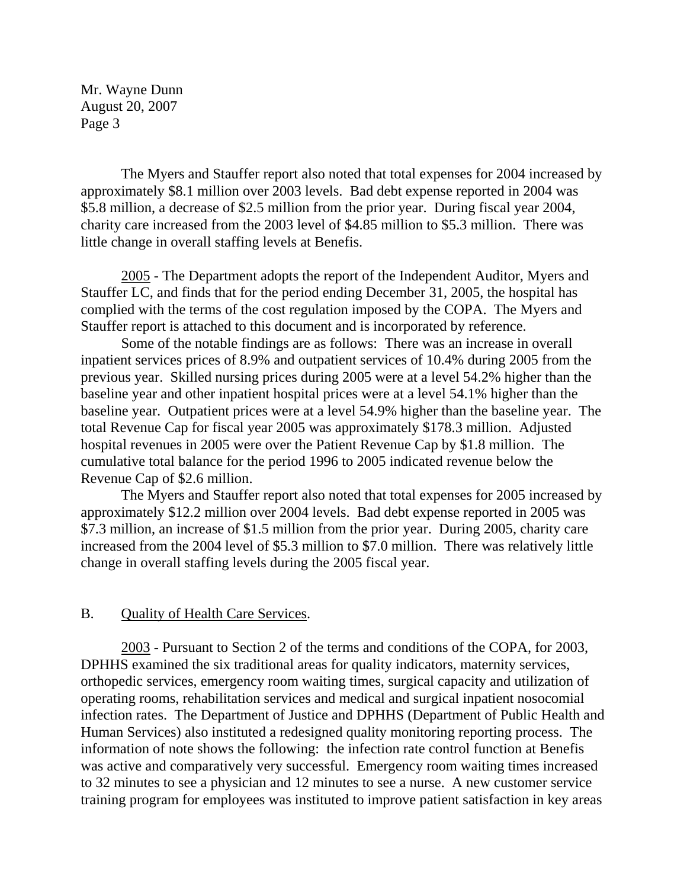The Myers and Stauffer report also noted that total expenses for 2004 increased by approximately $8.1 million over 2003 levels. Bad debt expense reported in 2004 was $5.8 million, a decrease of $2.5 million from the prior year. During fiscal year 2004, charity care increased from the 2003 level of $4.85 million to $5.3 million. There was little change in overall staffing levels at Benefis.

2005 - The Department adopts the report of the Independent Auditor, Myers and Stauffer LC, and finds that for the period ending December 31, 2005, the hospital has complied with the terms of the cost regulation imposed by the COPA. The Myers and Stauffer report is attached to this document and is incorporated by reference.

Some of the notable findings are as follows: There was an increase in overall inpatient services prices of 8.9% and outpatient services of 10.4% during 2005 from the previous year. Skilled nursing prices during 2005 were at a level 54.2% higher than the baseline year and other inpatient hospital prices were at a level 54.1% higher than the baseline year. Outpatient prices were at a level 54.9% higher than the baseline year. The total Revenue Cap for fiscal year 2005 was approximately $178.3 million. Adjusted hospital revenues in 2005 were over the Patient Revenue Cap by $1.8 million. The cumulative total balance for the period 1996 to 2005 indicated revenue below the Revenue Cap of $2.6 million.

The Myers and Stauffer report also noted that total expenses for 2005 increased by approximately $12.2 million over 2004 levels. Bad debt expense reported in 2005 was $7.3 million, an increase of $1.5 million from the prior year. During 2005, charity care increased from the 2004 level of $5.3 million to $7.0 million. There was relatively little change in overall staffing levels during the 2005 fiscal year.

## B. Quality of Health Care Services.

2003 - Pursuant to Section 2 of the terms and conditions of the COPA, for 2003, DPHHS examined the six traditional areas for quality indicators, maternity services, orthopedic services, emergency room waiting times, surgical capacity and utilization of operating rooms, rehabilitation services and medical and surgical inpatient nosocomial infection rates. The Department of Justice and DPHHS (Department of Public Health and Human Services) also instituted a redesigned quality monitoring reporting process. The information of note shows the following: the infection rate control function at Benefis was active and comparatively very successful. Emergency room waiting times increased to 32 minutes to see a physician and 12 minutes to see a nurse. A new customer service training program for employees was instituted to improve patient satisfaction in key areas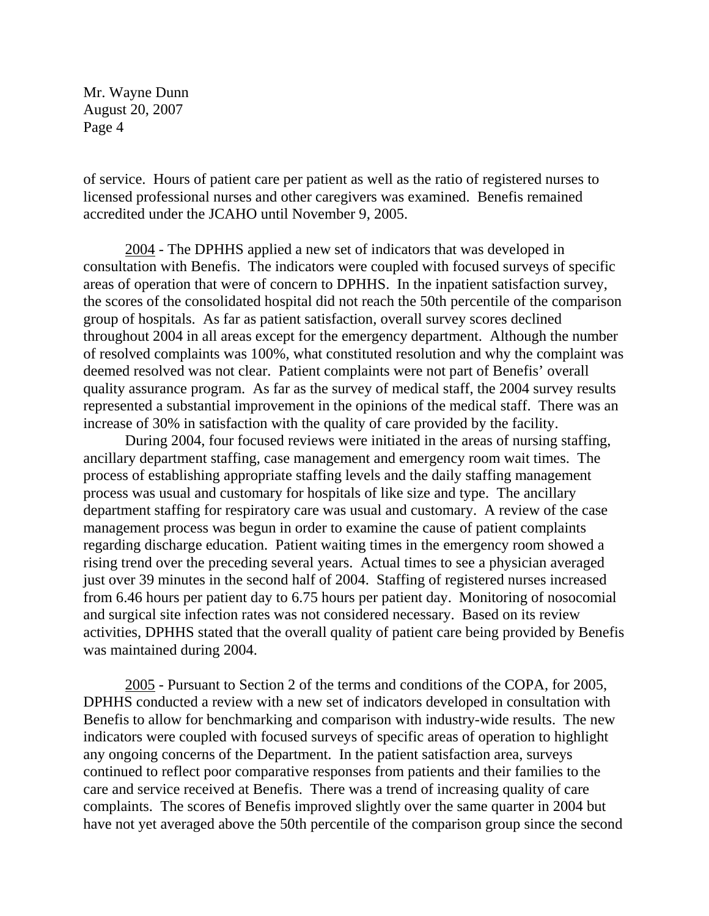of service. Hours of patient care per patient as well as the ratio of registered nurses to licensed professional nurses and other caregivers was examined. Benefis remained accredited under the JCAHO until November 9, 2005.

2004 - The DPHHS applied a new set of indicators that was developed in consultation with Benefis. The indicators were coupled with focused surveys of specific areas of operation that were of concern to DPHHS. In the inpatient satisfaction survey, the scores of the consolidated hospital did not reach the 50th percentile of the comparison group of hospitals. As far as patient satisfaction, overall survey scores declined throughout 2004 in all areas except for the emergency department. Although the number of resolved complaints was 100%, what constituted resolution and why the complaint was deemed resolved was not clear. Patient complaints were not part of Benefis' overall quality assurance program. As far as the survey of medical staff, the 2004 survey results represented a substantial improvement in the opinions of the medical staff. There was an increase of 30% in satisfaction with the quality of care provided by the facility.

During 2004, four focused reviews were initiated in the areas of nursing staffing, ancillary department staffing, case management and emergency room wait times. The process of establishing appropriate staffing levels and the daily staffing management process was usual and customary for hospitals of like size and type. The ancillary department staffing for respiratory care was usual and customary. A review of the case management process was begun in order to examine the cause of patient complaints regarding discharge education. Patient waiting times in the emergency room showed a rising trend over the preceding several years. Actual times to see a physician averaged just over 39 minutes in the second half of 2004. Staffing of registered nurses increased from 6.46 hours per patient day to 6.75 hours per patient day. Monitoring of nosocomial and surgical site infection rates was not considered necessary. Based on its review activities, DPHHS stated that the overall quality of patient care being provided by Benefis was maintained during 2004.

2005 - Pursuant to Section 2 of the terms and conditions of the COPA, for 2005, DPHHS conducted a review with a new set of indicators developed in consultation with Benefis to allow for benchmarking and comparison with industry-wide results. The new indicators were coupled with focused surveys of specific areas of operation to highlight any ongoing concerns of the Department. In the patient satisfaction area, surveys continued to reflect poor comparative responses from patients and their families to the care and service received at Benefis. There was a trend of increasing quality of care complaints. The scores of Benefis improved slightly over the same quarter in 2004 but have not yet averaged above the 50th percentile of the comparison group since the second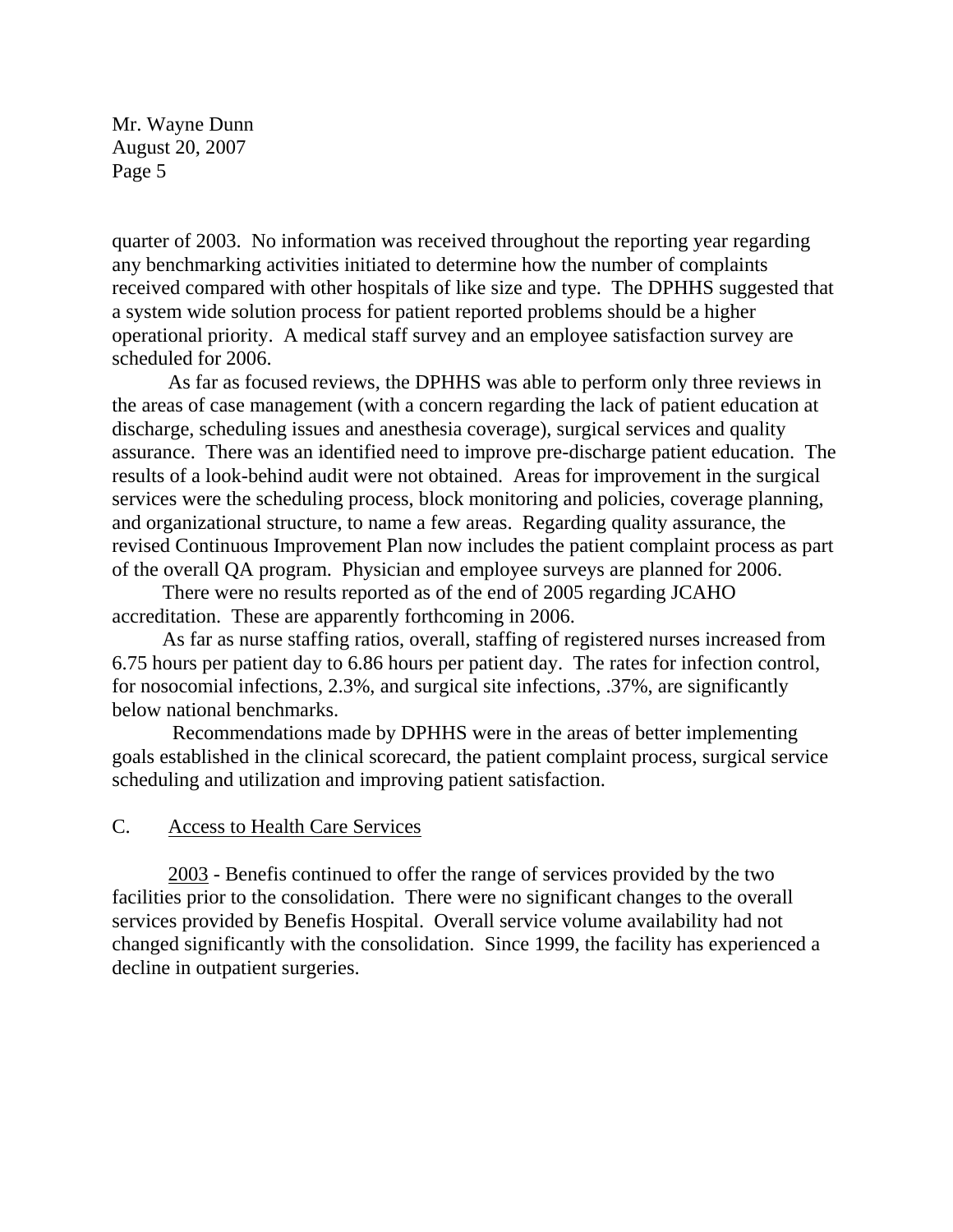quarter of 2003. No information was received throughout the reporting year regarding any benchmarking activities initiated to determine how the number of complaints received compared with other hospitals of like size and type. The DPHHS suggested that a system wide solution process for patient reported problems should be a higher operational priority. A medical staff survey and an employee satisfaction survey are scheduled for 2006.

As far as focused reviews, the DPHHS was able to perform only three reviews in the areas of case management (with a concern regarding the lack of patient education at discharge, scheduling issues and anesthesia coverage), surgical services and quality assurance. There was an identified need to improve pre-discharge patient education. The results of a look-behind audit were not obtained. Areas for improvement in the surgical services were the scheduling process, block monitoring and policies, coverage planning, and organizational structure, to name a few areas. Regarding quality assurance, the revised Continuous Improvement Plan now includes the patient complaint process as part of the overall QA program. Physician and employee surveys are planned for 2006.

There were no results reported as of the end of 2005 regarding JCAHO accreditation. These are apparently forthcoming in 2006.

As far as nurse staffing ratios, overall, staffing of registered nurses increased from 6.75 hours per patient day to 6.86 hours per patient day. The rates for infection control, for nosocomial infections, 2.3%, and surgical site infections, .37%, are significantly below national benchmarks.

Recommendations made by DPHHS were in the areas of better implementing goals established in the clinical scorecard, the patient complaint process, surgical service scheduling and utilization and improving patient satisfaction.

## C. Access to Health Care Services

2003 - Benefis continued to offer the range of services provided by the two facilities prior to the consolidation. There were no significant changes to the overall services provided by Benefis Hospital. Overall service volume availability had not changed significantly with the consolidation. Since 1999, the facility has experienced a decline in outpatient surgeries.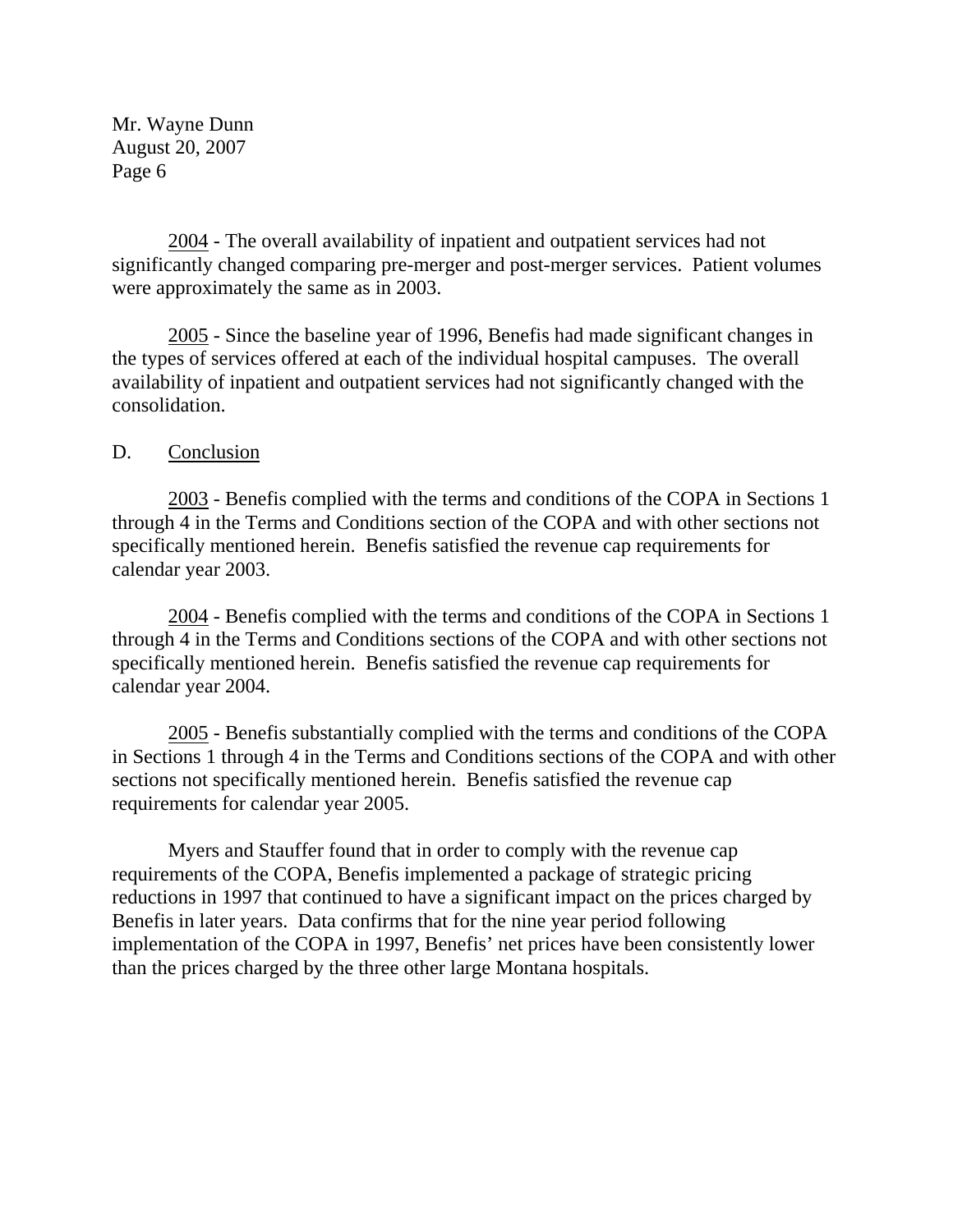2004 - The overall availability of inpatient and outpatient services had not significantly changed comparing pre-merger and post-merger services. Patient volumes were approximately the same as in 2003.

2005 - Since the baseline year of 1996, Benefis had made significant changes in the types of services offered at each of the individual hospital campuses. The overall availability of inpatient and outpatient services had not significantly changed with the consolidation.

D. Conclusion

2003 - Benefis complied with the terms and conditions of the COPA in Sections 1 through 4 in the Terms and Conditions section of the COPA and with other sections not specifically mentioned herein. Benefis satisfied the revenue cap requirements for calendar year 2003.

2004 - Benefis complied with the terms and conditions of the COPA in Sections 1 through 4 in the Terms and Conditions sections of the COPA and with other sections not specifically mentioned herein. Benefis satisfied the revenue cap requirements for calendar year 2004.

2005 - Benefis substantially complied with the terms and conditions of the COPA in Sections 1 through 4 in the Terms and Conditions sections of the COPA and with other sections not specifically mentioned herein. Benefis satisfied the revenue cap requirements for calendar year 2005.

Myers and Stauffer found that in order to comply with the revenue cap requirements of the COPA, Benefis implemented a package of strategic pricing reductions in 1997 that continued to have a significant impact on the prices charged by Benefis in later years. Data confirms that for the nine year period following implementation of the COPA in 1997, Benefis' net prices have been consistently lower than the prices charged by the three other large Montana hospitals.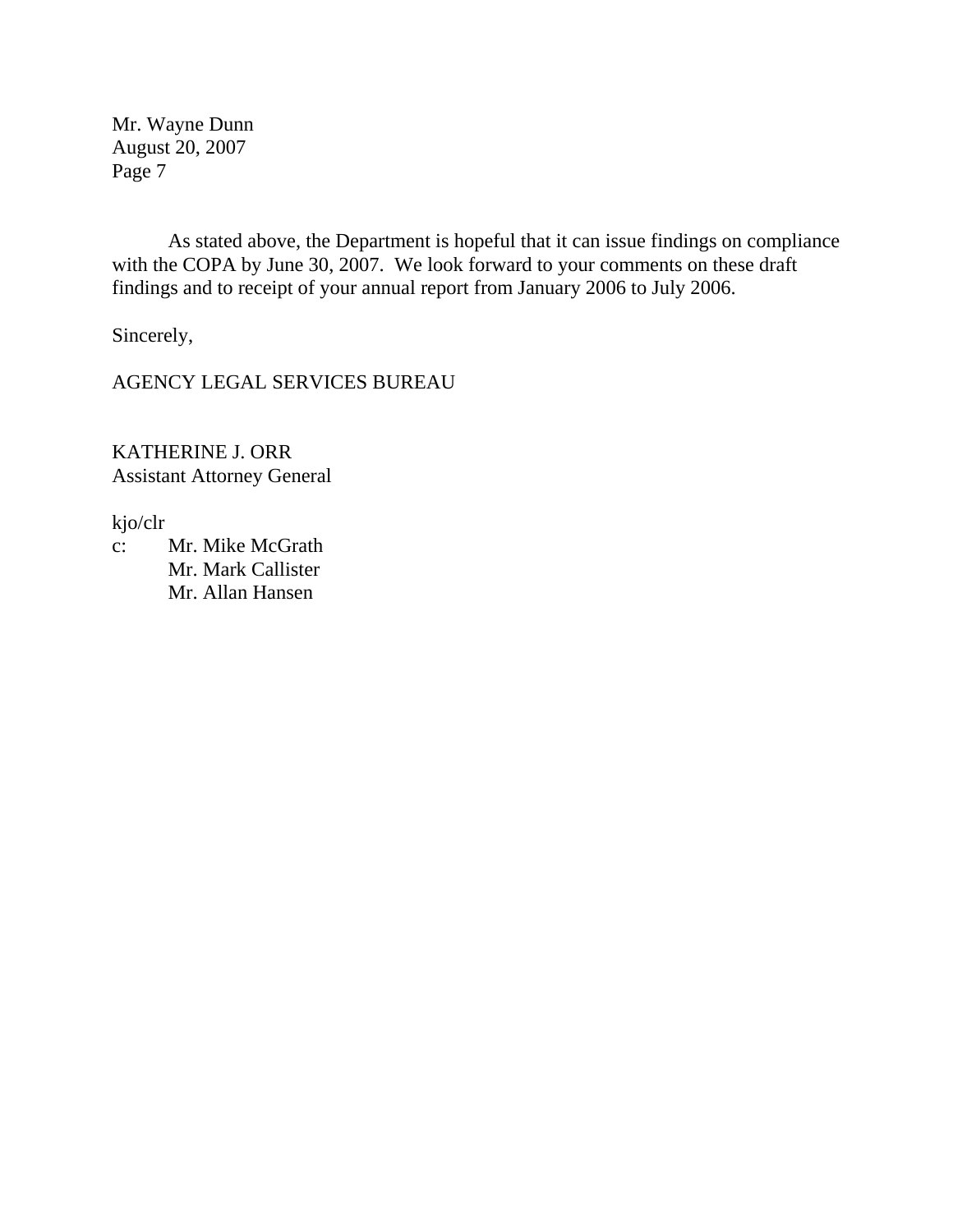Mr. Wayne Dunn
August 20, 2007
Page 7

As stated above, the Department is hopeful that it can issue findings on compliance with the COPA by June 30, 2007. We look forward to your comments on these draft findings and to receipt of your annual report from January 2006 to July 2006.

Sincerely,

AGENCY LEGAL SERVICES BUREAU

KATHERINE J. ORR
Assistant Attorney General

kjo/clr
c: Mr. Mike McGrath
Mr. Mark Callister
Mr. Allan Hansen